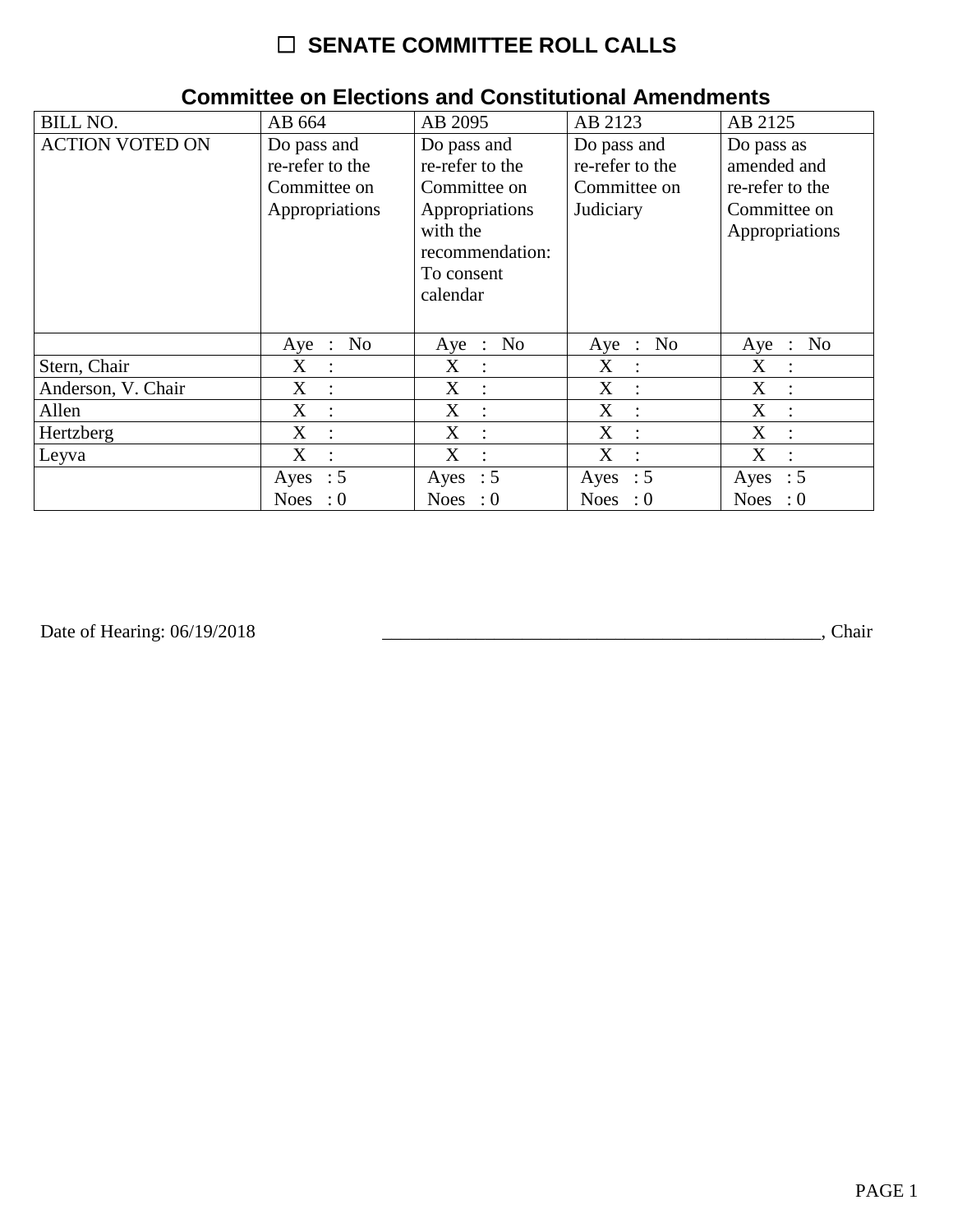# ☐ SENATE COMMITTEE ROLL CALLS

## Committee on Elections and Constitutional Amendments

| BILL NO. | AB 664 | AB 2095 | AB 2123 | AB 2125 |
|---|---|---|---|---|
| ACTION VOTED ON | Do pass and re-refer to the Committee on Appropriations | Do pass and re-refer to the Committee on Appropriations with the recommendation: To consent calendar | Do pass and re-refer to the Committee on Judiciary | Do pass as amended and re-refer to the Committee on Appropriations |
| | Aye : No | Aye : No | Aye : No | Aye : No |
| Stern, Chair | X : | X : | X : | X : |
| Anderson, V. Chair | X : | X : | X : | X : |
| Allen | X : | X : | X : | X : |
| Hertzberg | X : | X : | X : | X : |
| Leyva | X : | X : | X : | X : |
| | Ayes : 5 Noes : 0 | Ayes : 5 Noes : 0 | Ayes : 5 Noes : 0 | Ayes : 5 Noes : 0 |

Date of Hearing: 06/19/2018 ________________________________________________, Chair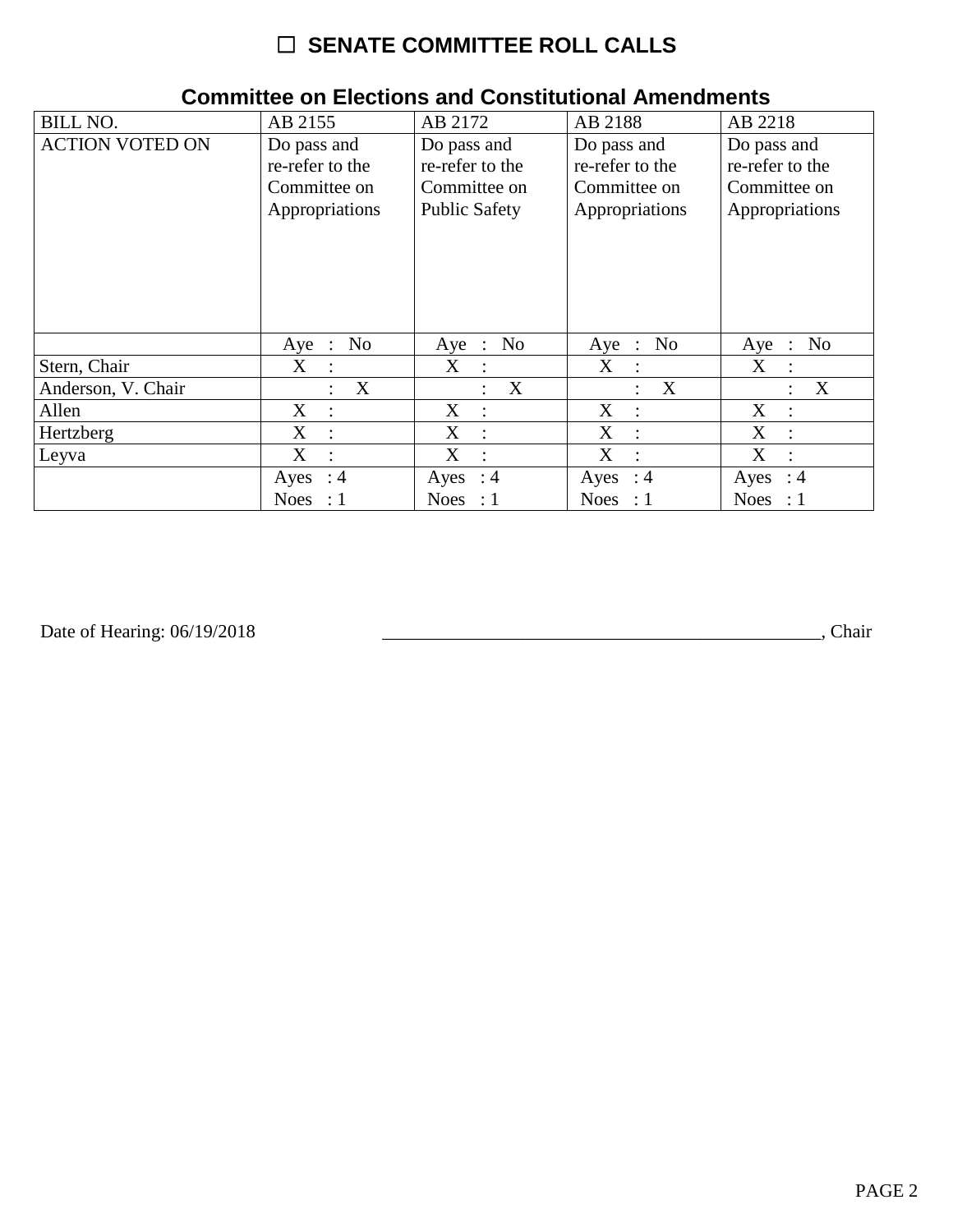# ☐ SENATE COMMITTEE ROLL CALLS

## Committee on Elections and Constitutional Amendments

| BILL NO. | AB 2155 | AB 2172 | AB 2188 | AB 2218 |
|---|---|---|---|---|
| ACTION VOTED ON | Do pass and re-refer to the Committee on Appropriations | Do pass and re-refer to the Committee on Public Safety | Do pass and re-refer to the Committee on Appropriations | Do pass and re-refer to the Committee on Appropriations |
| | Aye : No | Aye : No | Aye : No | Aye : No |
| Stern, Chair | X : | X : | X : | X : |
| Anderson, V. Chair | : X | : X | : X | : X |
| Allen | X : | X : | X : | X : |
| Hertzberg | X : | X : | X : | X : |
| Leyva | X : | X : | X : | X : |
| | Ayes : 4<br>Noes : 1 | Ayes : 4<br>Noes : 1 | Ayes : 4<br>Noes : 1 | Ayes : 4<br>Noes : 1 |

Date of Hearing: 06/19/2018 ______________________________________________, Chair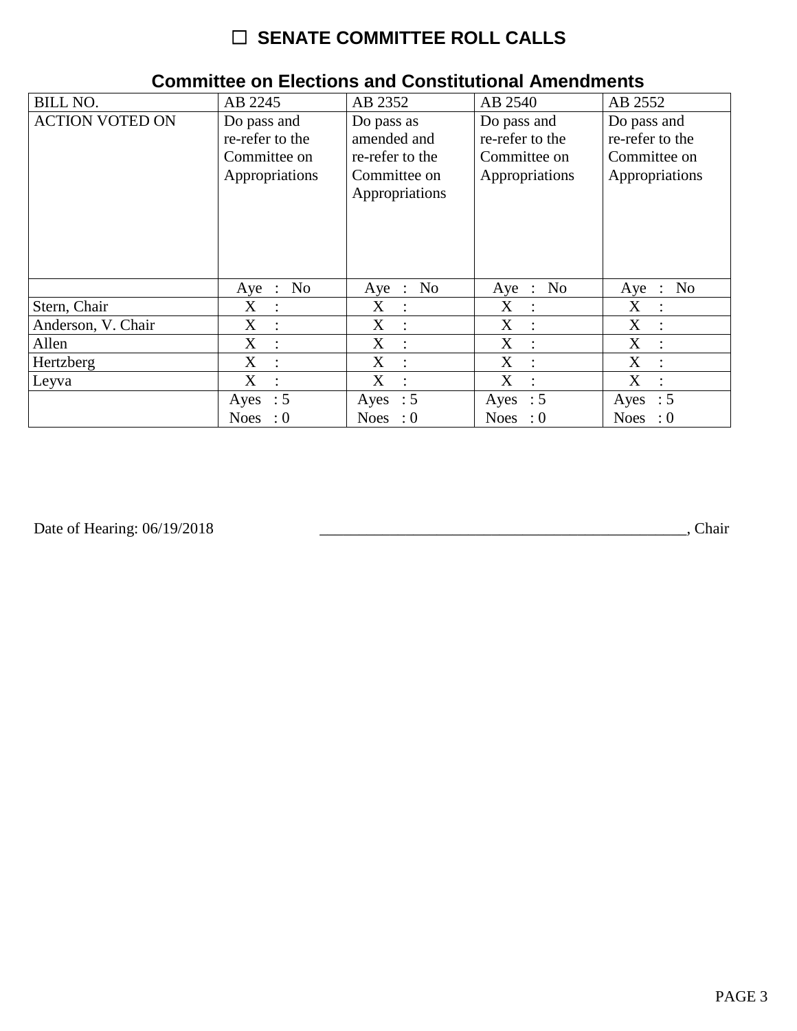# ☐ SENATE COMMITTEE ROLL CALLS

## Committee on Elections and Constitutional Amendments

| BILL NO. | AB 2245 | AB 2352 | AB 2540 | AB 2552 |
|---|---|---|---|---|
| ACTION VOTED ON | Do pass and re-refer to the Committee on Appropriations | Do pass as amended and re-refer to the Committee on Appropriations | Do pass and re-refer to the Committee on Appropriations | Do pass and re-refer to the Committee on Appropriations |
| | Aye : No | Aye : No | Aye : No | Aye : No |
| Stern, Chair | X : | X : | X : | X : |
| Anderson, V. Chair | X : | X : | X : | X : |
| Allen | X : | X : | X : | X : |
| Hertzberg | X : | X : | X : | X : |
| Leyva | X : | X : | X : | X : |
| | Ayes : 5 Noes : 0 | Ayes : 5 Noes : 0 | Ayes : 5 Noes : 0 | Ayes : 5 Noes : 0 |

Date of Hearing: 06/19/2018 ______________________________________________, Chair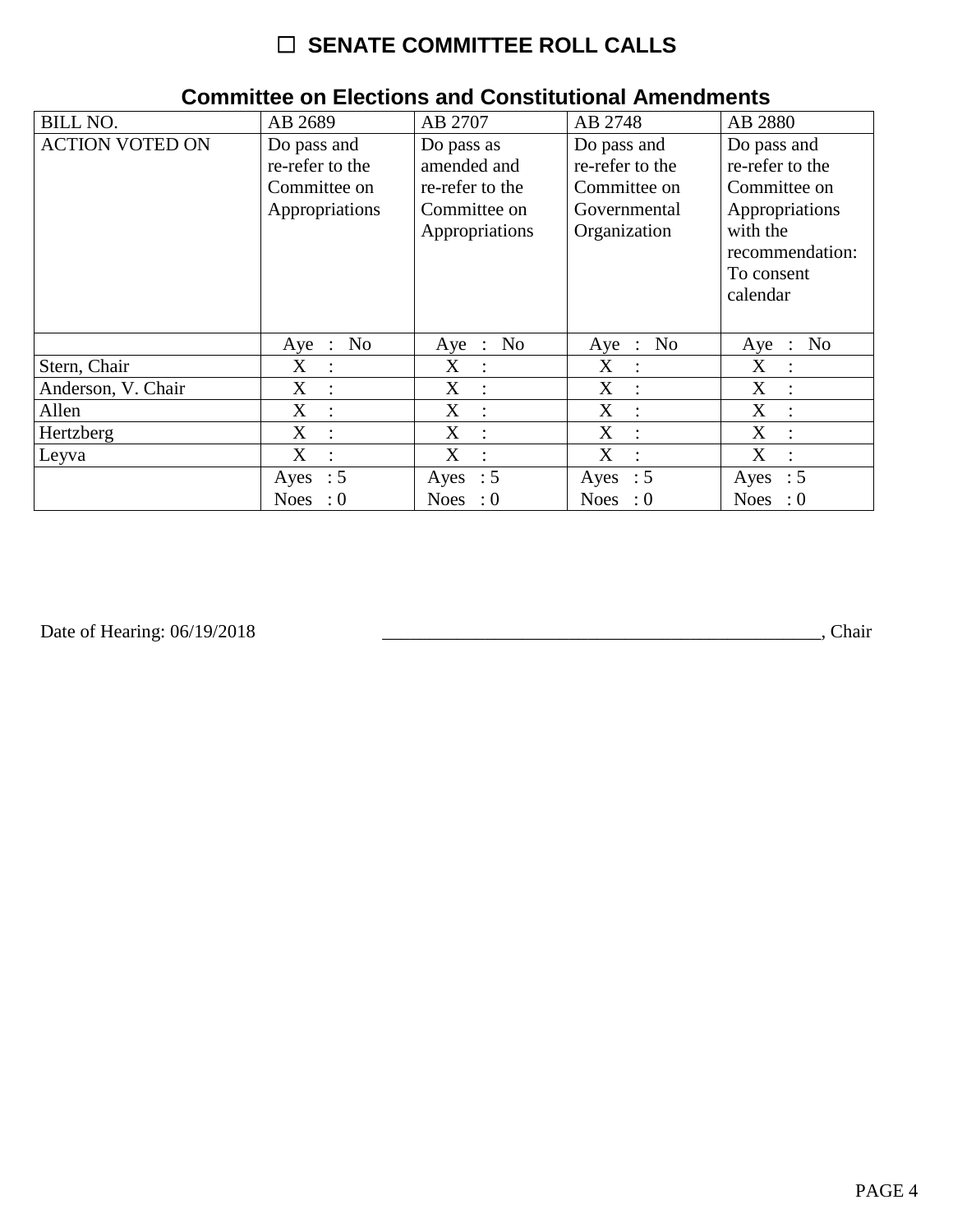# ☐ SENATE COMMITTEE ROLL CALLS

## Committee on Elections and Constitutional Amendments

| BILL NO. | AB 2689 | AB 2707 | AB 2748 | AB 2880 |
|---|---|---|---|---|
| ACTION VOTED ON | Do pass and re-refer to the Committee on Appropriations | Do pass as amended and re-refer to the Committee on Appropriations | Do pass and re-refer to the Committee on Governmental Organization | Do pass and re-refer to the Committee on Appropriations with the recommendation: To consent calendar |
| | Aye : No | Aye : No | Aye : No | Aye : No |
| Stern, Chair | X : | X : | X : | X : |
| Anderson, V. Chair | X : | X : | X : | X : |
| Allen | X : | X : | X : | X : |
| Hertzberg | X : | X : | X : | X : |
| Leyva | X : | X : | X : | X : |
| | Ayes : 5 Noes : 0 | Ayes : 5 Noes : 0 | Ayes : 5 Noes : 0 | Ayes : 5 Noes : 0 |

Date of Hearing: 06/19/2018

_______________________________________________, Chair